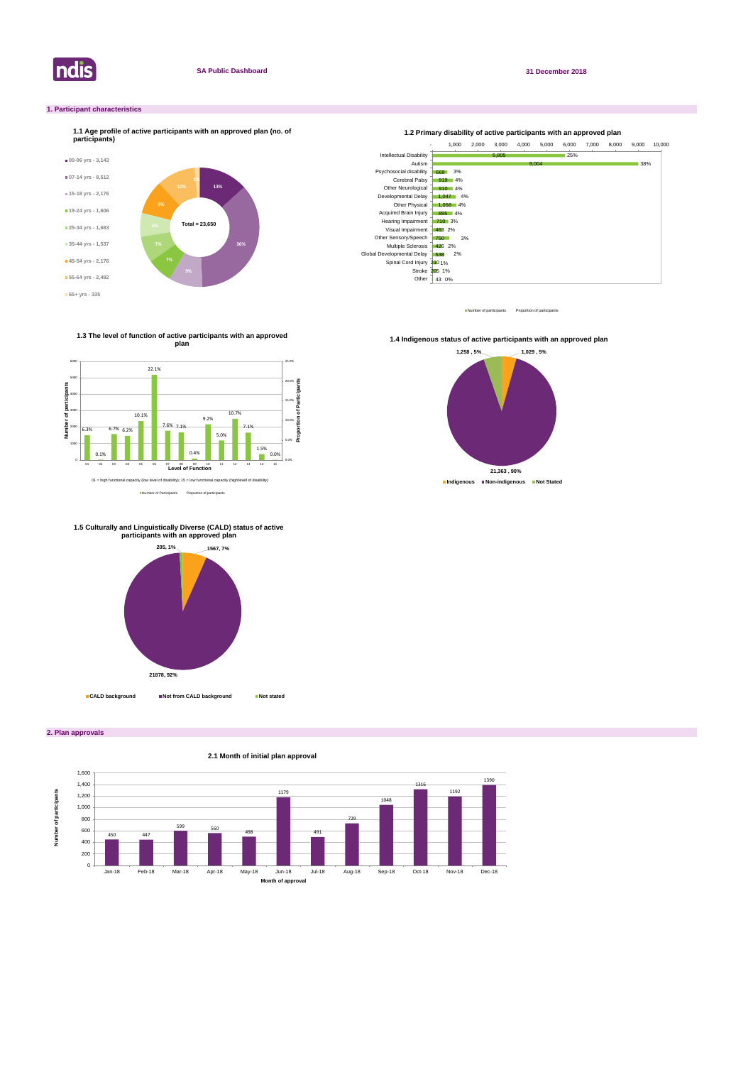**SA Public Dashboard** **31 December 2018**

## 1. Participant characteristics

### 1.1 Age profile of active participants with an approved plan (no. of participants)

| Age group | Number | Proportion |
|---|---|---|
| 00-06 yrs | 3,143 | 13% |
| 07-14 yrs | 8,512 | 36% |
| 15-18 yrs | 2,176 | 9% |
| 19-24 yrs | 1,606 | 7% |
| 25-34 yrs | 1,683 | 7% |
| 35-44 yrs | 1,537 | 6% |
| 45-54 yrs | 2,176 | 9% |
| 55-64 yrs | 2,482 | 10% |
| 65+ yrs | 335 | 1% |

Total = 23,650

### 1.2 Primary disability of active participants with an approved plan

| Primary disability | Number of participants | Proportion of participants |
|---|---|---|
| Intellectual Disability | 5,805 | 25% |
| Autism | 9,004 | 38% |
| Psychosocial disability | 669 | 3% |
| Cerebral Palsy | 919 | 4% |
| Other Neurological | 910 | 4% |
| Developmental Delay | 1,047 | 4% |
| Other Physical | 1,056 | 4% |
| Acquired Brain Injury | 895 | 4% |
| Hearing Impairment | 710 | 3% |
| Visual Impairment | 463 | 2% |
| Other Sensory/Speech | 750 | 3% |
| Multiple Sclerosis | 426 | 2% |
| Global Developmental Delay | 538 | 2% |
| Spinal Cord Injury | 210 | 1% |
| Stroke | 205 | 1% |
| Other | 43 | 0% |

### 1.3 The level of function of active participants with an approved plan

| Level of Function | Proportion of participants |
|---|---|
| 01 | 6.3% |
| 02 | 0.1% |
| 03 | 6.7% |
| 04 | 6.2% |
| 05 | 10.1% |
| 06 | 22.1% |
| 07 | 7.6% |
| 08 | 7.1% |
| 09 | 0.4% |
| 10 | 9.2% |
| 11 | 5.0% |
| 12 | 10.7% |
| 13 | 7.1% |
| 14 | 1.5% |
| 15 | 0.0% |

01 = high functional capacity (low level of disability); 15 = low functional capacity (high level of disability)

### 1.4 Indigenous status of active participants with an approved plan

| Status | Number | Proportion |
|---|---|---|
| Indigenous | 1,029 | 5% |
| Non-indigenous | 21,363 | 90% |
| Not Stated | 1,258 | 5% |

### 1.5 Culturally and Linguistically Diverse (CALD) status of active participants with an approved plan

| Status | Number | Proportion |
|---|---|---|
| CALD background | 1567 | 7% |
| Not from CALD background | 21878 | 92% |
| Not stated | 205 | 1% |

## 2. Plan approvals

### 2.1 Month of initial plan approval

| Month of approval | Number of participants |
|---|---|
| Jan-18 | 450 |
| Feb-18 | 447 |
| Mar-18 | 599 |
| Apr-18 | 560 |
| May-18 | 498 |
| Jun-18 | 1179 |
| Jul-18 | 491 |
| Aug-18 | 729 |
| Sep-18 | 1048 |
| Oct-18 | 1316 |
| Nov-18 | 1192 |
| Dec-18 | 1390 |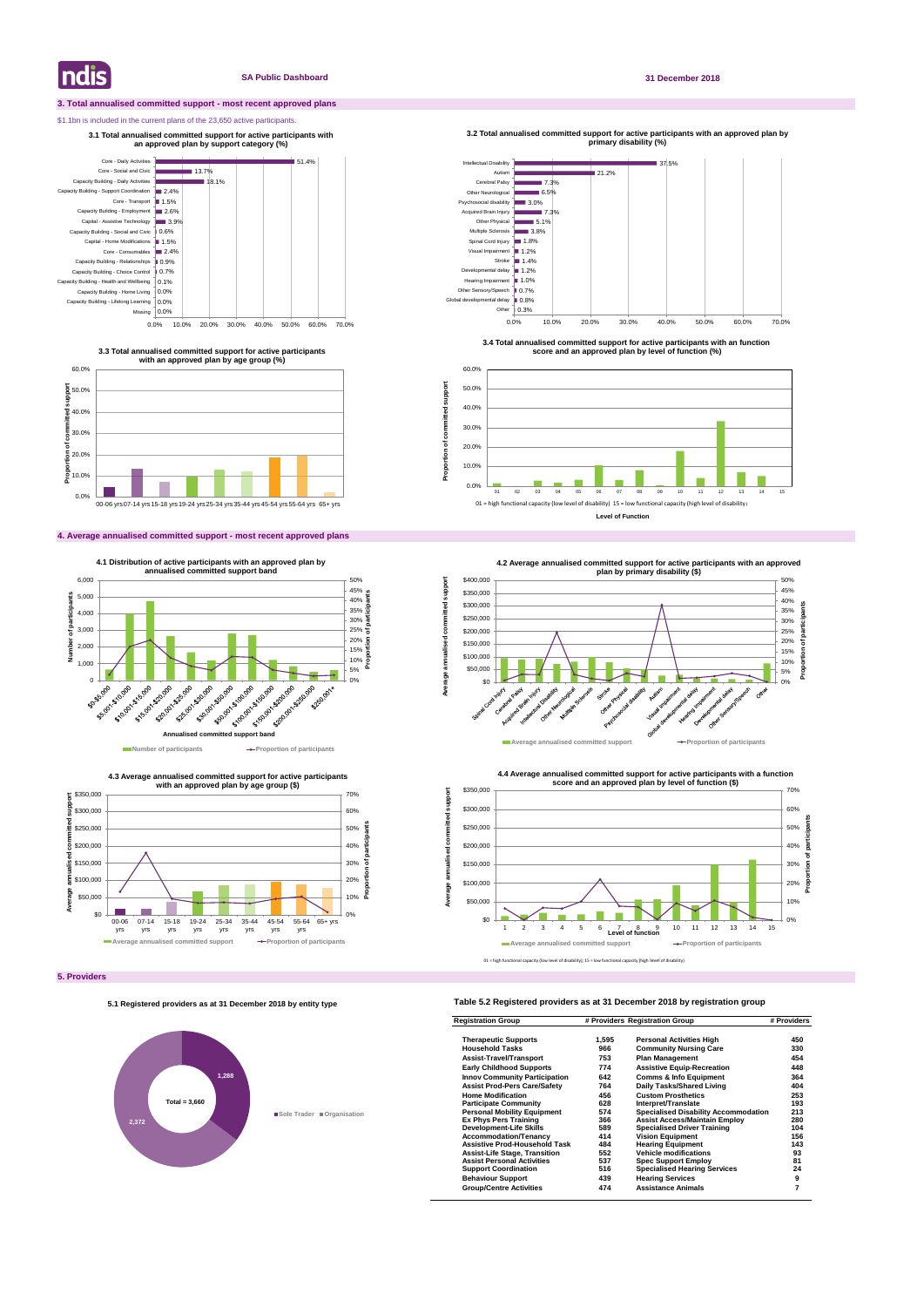## 3. Total annualised committed support - most recent approved plans

$1.1bn is included in the current plans of the 23,650 active participants.

**3.1 Total annualised committed support for active participants with an approved plan by support category (%)**

| Support category | % |
|---|---|
| Core - Daily Activities | 51.4% |
| Core - Social and Civic | 13.7% |
| Capacity Building - Daily Activities | 18.1% |
| Capacity Building - Support Coordination | 2.4% |
| Core - Transport | 1.5% |
| Capacity Building - Employment | 2.6% |
| Capital - Assistive Technology | 3.9% |
| Capacity Building - Social and Civic | 0.6% |
| Capital - Home Modifications | 1.5% |
| Core - Consumables | 2.4% |
| Capacity Building - Relationships | 0.9% |
| Capacity Building - Choice Control | 0.7% |
| Capacity Building - Health and Wellbeing | 0.1% |
| Capacity Building - Home Living | 0.0% |
| Capacity Building - Lifelong Learning | 0.0% |
| Missing | 0.0% |

**3.2 Total annualised committed support for active participants with an approved plan by primary disability (%)**

| Primary disability | % |
|---|---|
| Intellectual Disability | 37.5% |
| Autism | 21.2% |
| Cerebral Palsy | 7.3% |
| Other Neurological | 6.5% |
| Psychosocial disability | 3.0% |
| Acquired Brain Injury | 7.3% |
| Other Physical | 5.1% |
| Multiple Sclerosis | 3.8% |
| Spinal Cord Injury | 1.8% |
| Visual Impairment | 1.2% |
| Stroke | 1.4% |
| Developmental delay | 1.2% |
| Hearing Impairment | 1.0% |
| Other Sensory/Speech | 0.7% |
| Global developmental delay | 0.8% |
| Other | 0.3% |

**3.3 Total annualised committed support for active participants with an approved plan by age group (%)**

Age groups: 00-06 yrs, 07-14 yrs, 15-18 yrs, 19-24 yrs, 25-34 yrs, 35-44 yrs, 45-54 yrs, 55-64 yrs, 65+ yrs

**3.4 Total annualised committed support for active participants with an function score and an approved plan by level of function (%)**

01 = high functional capacity (low level of disability) 15 = low functional capacity (high level of disability)

## 4. Average annualised committed support - most recent approved plans

**4.1 Distribution of active participants with an approved plan by annualised committed support band**

Annualised committed support bands: $0-$5,000, $5,001-$10,000, $10,001-$15,000, $15,001-$20,000, $20,001-$25,000, $25,001-$30,000, $30,001-$50,000, $50,001-$100,000, $100,001-$150,000, $150,001-$200,000, $200,001-$250,000, $250,001+

Number of participants; Proportion of participants

**4.2 Average annualised committed support for active participants with an approved plan by primary disability ($)**

Average annualised committed support; Proportion of participants

**4.3 Average annualised committed support for active participants with an approved plan by age group ($)**

Average annualised committed support; Proportion of participants

**4.4 Average annualised committed support for active participants with a function score and an approved plan by level of function ($)**

Average annualised committed support; Proportion of participants

01 = high functional capacity (low level of disability); 15 = low functional capacity (high level of disability)

## 5. Providers

**5.1 Registered providers as at 31 December 2018 by entity type**

| Entity type | # Providers |
|---|---|
| Sole Trader | 1,288 |
| Organisation | 2,372 |
| Total | 3,660 |

**Table 5.2 Registered providers as at 31 December 2018 by registration group**

| Registration Group | # Providers | Registration Group | # Providers |
|---|---|---|---|
| Therapeutic Supports | 1,595 | Personal Activities High | 450 |
| Household Tasks | 966 | Community Nursing Care | 330 |
| Assist-Travel/Transport | 753 | Plan Management | 454 |
| Early Childhood Supports | 774 | Assistive Equip-Recreation | 448 |
| Innov Community Participation | 642 | Comms & Info Equipment | 364 |
| Assist Prod-Pers Care/Safety | 764 | Daily Tasks/Shared Living | 404 |
| Home Modification | 456 | Custom Prosthetics | 253 |
| Participate Community | 628 | Interpret/Translate | 193 |
| Personal Mobility Equipment | 574 | Specialised Disability Accommodation | 213 |
| Ex Phys Pers Training | 366 | Assist Access/Maintain Employ | 280 |
| Development-Life Skills | 589 | Specialised Driver Training | 104 |
| Accommodation/Tenancy | 414 | Vision Equipment | 156 |
| Assistive Prod-Household Task | 484 | Hearing Equipment | 143 |
| Assist-Life Stage, Transition | 552 | Vehicle modifications | 93 |
| Assist Personal Activities | 537 | Spec Support Employ | 81 |
| Support Coordination | 516 | Specialised Hearing Services | 24 |
| Behaviour Support | 439 | Hearing Services | 9 |
| Group/Centre Activities | 474 | Assistance Animals | 7 |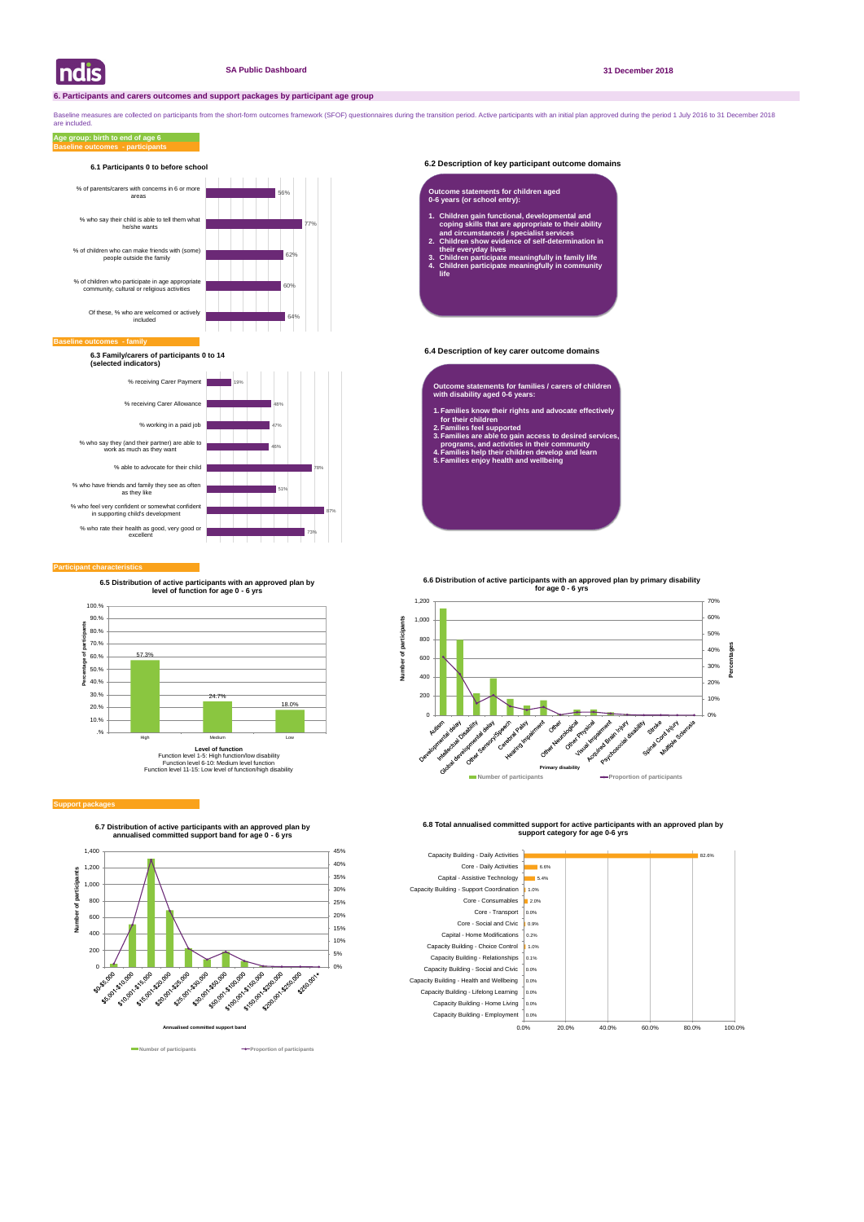# 6. Participants and carers outcomes and support packages by participant age group

Baseline measures are collected on participants from the short-form outcomes framework (SFOF) questionnaires during the transition period. Active participants with an initial plan approved during the period 1 July 2016 to 31 December 2018 are included.

**Age group: birth to end of age 6**

**Baseline outcomes - participants**

### 6.1 Participants 0 to before school

| Indicator | % |
|---|---|
| % of parents/carers with concerns in 6 or more areas | 56% |
| % who say their child is able to tell them what he/she wants | 77% |
| % of children who can make friends with (some) people outside the family | 62% |
| % of children who participate in age appropriate community, cultural or religious activities | 60% |
| Of these, % who are welcomed or actively included | 64% |

### 6.2 Description of key participant outcome domains

**Outcome statements for children aged 0-6 years (or school entry):**

1. Children gain functional, developmental and coping skills that are appropriate to their ability and circumstances / specialist services
2. Children show evidence of self-determination in their everyday lives
3. Children participate meaningfully in family life
4. Children participate meaningfully in community life

**Baseline outcomes - family**

### 6.3 Family/carers of participants 0 to 14 (selected indicators)

| Indicator | % |
|---|---|
| % receiving Carer Payment | 13% |
| % receiving Carer Allowance | 48% |
| % working in a paid job | 47% |
| % who say they (and their partner) are able to work as much as they want | 46% |
| % able to advocate for their child | 78% |
| % who have friends and family they see as often as they like | 51% |
| % who feel very confident or somewhat confident in supporting child's development | 87% |
| % who rate their health as good, very good or excellent | 73% |

### 6.4 Description of key carer outcome domains

**Outcome statements for families / carers of children with disability aged 0-6 years:**

1. Families know their rights and advocate effectively for their children
2. Families feel supported
3. Families are able to gain access to desired services, programs, and activities in their community
4. Families help their children develop and learn
5. Families enjoy health and wellbeing

**Participant characteristics**

### 6.5 Distribution of active participants with an approved plan by level of function for age 0 - 6 yrs

| Level of function | Percentage of participants |
|---|---|
| High | 57.3% |
| Medium | 24.7% |
| Low | 18.0% |

Level of function
Function level 1-5: High function/low disability
Function level 6-10: Medium level function
Function level 11-15: Low level of function/high disability

### 6.6 Distribution of active participants with an approved plan by primary disability for age 0 - 6 yrs

Primary disability categories (chart): Autism, Developmental delay, Intellectual Disability, Global developmental delay, Other Sensory/Speech, Cerebral Palsy, Hearing Impairment, Other, Other Neurological, Other Physical, Visual Impairment, Acquired Brain Injury, Psychosocial disability, Stroke, Spinal Cord Injury, Multiple Sclerosis

Legend: Number of participants; Proportion of participants

**Support packages**

### 6.7 Distribution of active participants with an approved plan by annualised committed support band for age 0 - 6 yrs

Annualised committed support bands (chart): $0-$5,000; $5,001-$10,000; $10,001-$15,000; $15,001-$20,000; $20,001-$25,000; $25,001-$30,000; $30,001-$50,000; $50,001-$100,000; $100,001-$150,000; $150,001-$200,000; $200,001-$250,000; $250,001+

Legend: Number of participants; Proportion of participants

### 6.8 Total annualised committed support for active participants with an approved plan by support category for age 0-6 yrs

| Support category | % |
|---|---|
| Capacity Building - Daily Activities | 82.6% |
| Core - Daily Activities | 6.6% |
| Capital - Assistive Technology | 5.4% |
| Capacity Building - Support Coordination | 1.0% |
| Core - Consumables | 2.0% |
| Core - Transport | 0.0% |
| Core - Social and Civic | 0.9% |
| Capital - Home Modifications | 0.2% |
| Capacity Building - Choice Control | 1.0% |
| Capacity Building - Relationships | 0.1% |
| Capacity Building - Social and Civic | 0.0% |
| Capacity Building - Health and Wellbeing | 0.0% |
| Capacity Building - Lifelong Learning | 0.0% |
| Capacity Building - Home Living | 0.0% |
| Capacity Building - Employment | 0.0% |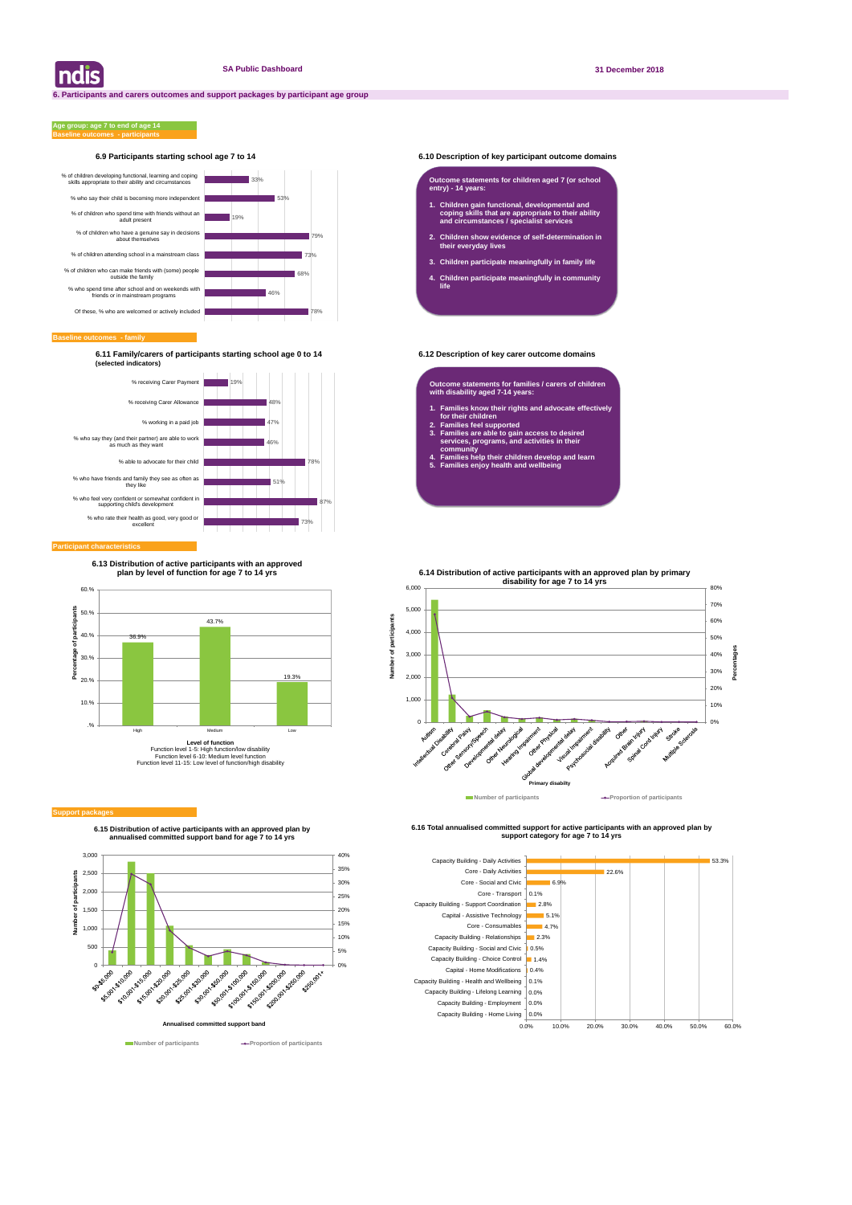ndis

SA Public Dashboard

31 December 2018

## 6. Participants and carers outcomes and support packages by participant age group

**Age group: age 7 to end of age 14**

**Baseline outcomes - participants**

### 6.9 Participants starting school age 7 to 14

| Indicator | % |
|---|---|
| % of children developing functional, learning and coping skills appropriate to their ability and circumstances | 33% |
| % who say their child is becoming more independent | 53% |
| % of children who spend time with friends without an adult present | 19% |
| % of children who have a genuine say in decisions about themselves | 79% |
| % of children attending school in a mainstream class | 73% |
| % of children who can make friends with (some) people outside the family | 68% |
| % who spend time after school and on weekends with friends or in mainstream programs | 46% |
| Of these, % who are welcomed or actively included | 78% |

### 6.10 Description of key participant outcome domains

**Outcome statements for children aged 7 (or school entry) - 14 years:**

1. **Children gain functional, developmental and coping skills that are appropriate to their ability and circumstances / specialist services**
2. **Children show evidence of self-determination in their everyday lives**
3. **Children participate meaningfully in family life**
4. **Children participate meaningfully in community life**

**Baseline outcomes - family**

### 6.11 Family/carers of participants starting school age 0 to 14 (selected indicators)

| Indicator | % |
|---|---|
| % receiving Carer Payment | 19% |
| % receiving Carer Allowance | 48% |
| % working in a paid job | 47% |
| % who say they (and their partner) are able to work as much as they want | 46% |
| % able to advocate for their child | 78% |
| % who have friends and family they see as often as they like | 51% |
| % who feel very confident or somewhat confident in supporting child's development | 87% |
| % who rate their health as good, very good or excellent | 73% |

### 6.12 Description of key carer outcome domains

**Outcome statements for families / carers of children with disability aged 7-14 years:**

1. **Families know their rights and advocate effectively for their children**
2. **Families feel supported**
3. **Families are able to gain access to desired services, programs, and activities in their community**
4. **Families help their children develop and learn**
5. **Families enjoy health and wellbeing**

**Participant characteristics**

### 6.13 Distribution of active participants with an approved plan by level of function for age 7 to 14 yrs

| Level of function | Percentage of participants |
|---|---|
| High | 36.9% |
| Medium | 43.7% |
| Low | 19.3% |

Level of function
Function level 1-5: High function/low disability
Function level 6-10: Medium level function
Function level 11-15: Low level of function/high disability

### 6.14 Distribution of active participants with an approved plan by primary disability for age 7 to 14 yrs

Primary disability categories: Autism, Intellectual Disability, Cerebral Palsy, Other Sensory/Speech, Developmental delay, Other Neurological, Hearing Impairment, Other Physical, Global developmental delay, Visual Impairment, Psychosocial disability, Other, Acquired Brain Injury, Spinal Cord Injury, Stroke, Multiple Sclerosis

Number of participants — Proportion of participants

**Support packages**

### 6.15 Distribution of active participants with an approved plan by annualised committed support band for age 7 to 14 yrs

Annualised committed support bands: $0-$5,000; $5,001-$10,000; $10,001-$15,000; $15,001-$20,000; $20,001-$25,000; $25,001-$30,000; $30,001-$50,000; $50,001-$100,000; $100,001-$150,000; $150,001-$200,000; $200,001-$250,000; $250,001+

Number of participants — Proportion of participants

### 6.16 Total annualised committed support for active participants with an approved plan by support category for age 7 to 14 yrs

| Support category | % |
|---|---|
| Capacity Building - Daily Activities | 53.3% |
| Core - Daily Activities | 22.6% |
| Core - Social and Civic | 6.9% |
| Core - Transport | 0.1% |
| Capacity Building - Support Coordination | 2.8% |
| Capital - Assistive Technology | 5.1% |
| Core - Consumables | 4.7% |
| Capacity Building - Relationships | 2.3% |
| Capacity Building - Social and Civic | 0.5% |
| Capacity Building - Choice Control | 1.4% |
| Capital - Home Modifications | 0.4% |
| Capacity Building - Health and Wellbeing | 0.1% |
| Capacity Building - Lifelong Learning | 0.0% |
| Capacity Building - Employment | 0.0% |
| Capacity Building - Home Living | 0.0% |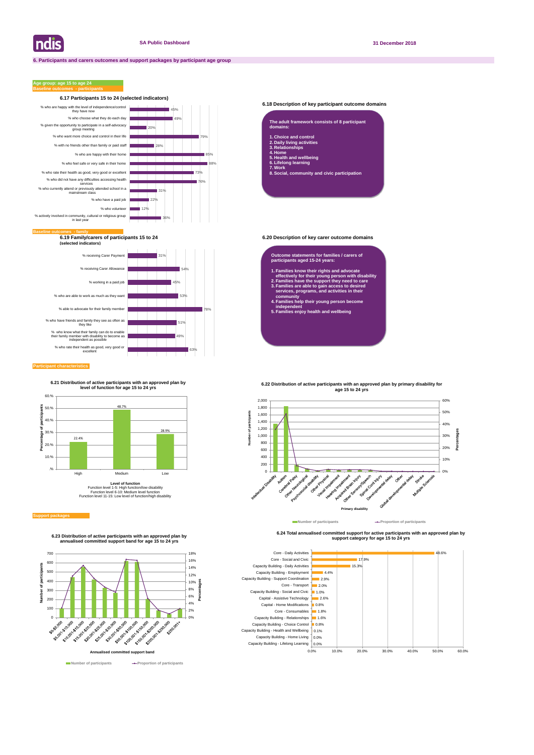SA Public Dashboard

31 December 2018

## 6. Participants and carers outcomes and support packages by participant age group

**Age group: age 15 to age 24**

**Baseline outcomes - participants**

### 6.17 Participants 15 to 24 (selected indicators)

| Indicator | Value |
|---|---|
| % who are happy with the level of independence/control they have now | 45% |
| % who choose what they do each day | 49% |
| % given the opportunity to participate in a self-advocacy group meeting | 20% |
| % who want more choice and control in their life | 79% |
| % with no friends other than family or paid staff | 28% |
| % who are happy with their home | 85% |
| % who feel safe or very safe in their home | 88% |
| % who rate their health as good, very good or excellent | 73% |
| % who did not have any difficulties accessing health services | 76% |
| % who currently attend or previously attended school in a mainstream class | 31% |
| % who have a paid job | 22% |
| % who volunteer | 12% |
| % actively involved in community, cultural or religious group in last year | 36% |

### 6.18 Description of key participant outcome domains

**The adult framework consists of 8 participant domains:**

1. Choice and control
2. Daily living activities
3. Relationships
4. Home
5. Health and wellbeing
6. Lifelong learning
7. Work
8. Social, community and civic participation

**Baseline outcomes - family**

### 6.19 Family/carers of participants 15 to 24 (selected indicators)

| Indicator | Value |
|---|---|
| % receiving Carer Payment | 31% |
| % receiving Carer Allowance | 54% |
| % working in a paid job | 45% |
| % who are able to work as much as they want | 53% |
| % able to advocate for their family member | 78% |
| % who have friends and family they see as often as they like | 51% |
| % who know what their family can do to enable their family member with disability to become as independent as possible | 49% |
| % who rate their health as good, very good or excellent | 63% |

### 6.20 Description of key carer outcome domains

**Outcome statements for families / carers of participants aged 15-24 years:**

1. Families know their rights and advocate effectively for their young person with disability
2. Families have the support they need to care
3. Families are able to gain access to desired services, programs, and activities in their community
4. Families help their young person become independent
5. Families enjoy health and wellbeing

**Participant characteristics**

### 6.21 Distribution of active participants with an approved plan by level of function for age 15 to 24 yrs

| Level of function | Percentage of participants |
|---|---|
| High | 22.4% |
| Medium | 48.7% |
| Low | 28.9% |

Level of function
Function level 1-5: High function/low disability
Function level 6-10: Medium level function
Function level 11-15: Low level of function/high disability

### 6.22 Distribution of active participants with an approved plan by primary disability for age 15 to 24 yrs

Primary disability categories: Intellectual Disability, Autism, Cerebral Palsy, Other Neurological, Psychosocial disability, Other Physical, Visual Impairment, Hearing Impairment, Acquired Brain Injury, Other Sensory/Speech, Spinal Cord Injury, Developmental delay, Other, Global developmental delay, Stroke, Multiple Sclerosis

Number of participants / Proportion of participants

**Support packages**

### 6.23 Distribution of active participants with an approved plan by annualised committed support band for age 15 to 24 yrs

Annualised committed support bands: $0-$5,000, $5,001-$10,000, $10,001-$15,000, $15,001-$20,000, $20,001-$25,000, $25,001-$30,000, $30,001-$50,000, $50,001-$100,000, $100,001-$150,000, $150,001-$200,000, $200,001-$250,000, $250,001+

Number of participants / Proportion of participants

### 6.24 Total annualised committed support for active participants with an approved plan by support category for age 15 to 24 yrs

| Support category | Percentage |
|---|---|
| Core - Daily Activities | 48.6% |
| Core - Social and Civic | 17.9% |
| Capacity Building - Daily Activities | 15.3% |
| Capacity Building - Employment | 4.4% |
| Capacity Building - Support Coordination | 2.9% |
| Core - Transport | 2.0% |
| Capacity Building - Social and Civic | 1.0% |
| Capital - Assistive Technology | 2.6% |
| Capital - Home Modifications | 0.8% |
| Core - Consumables | 1.8% |
| Capacity Building - Relationships | 1.6% |
| Capacity Building - Choice Control | 0.8% |
| Capacity Building - Health and Wellbeing | 0.1% |
| Capacity Building - Home Living | 0.0% |
| Capacity Building - Lifelong Learning | 0.0% |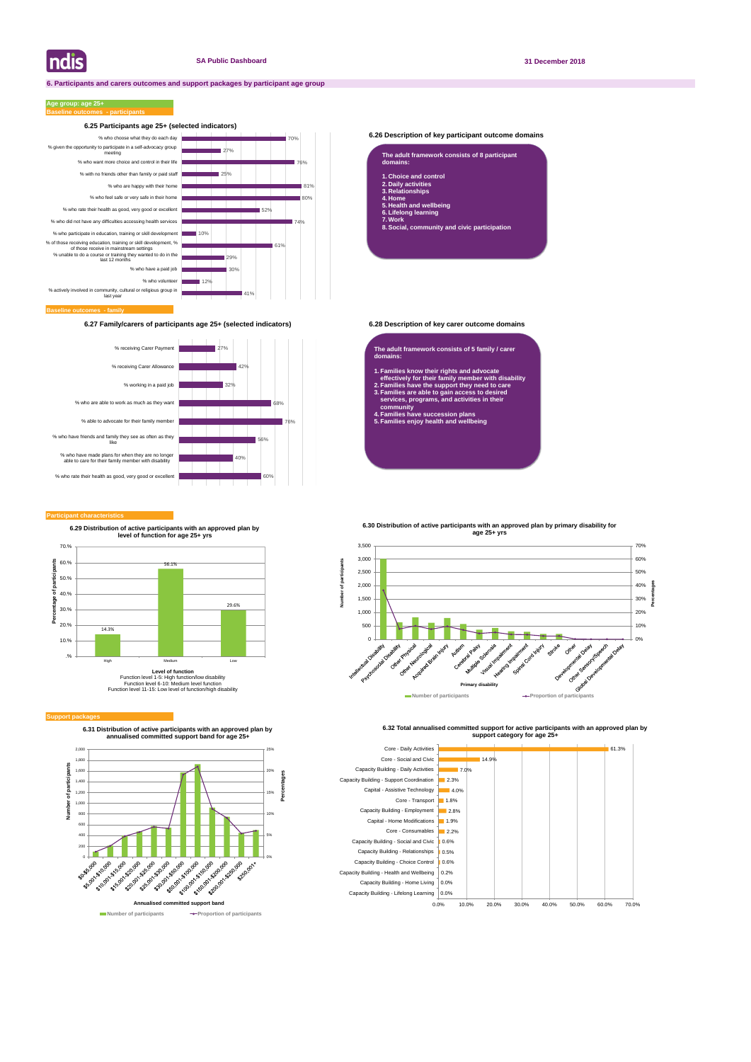ndis

SA Public Dashboard

31 December 2018

## 6. Participants and carers outcomes and support packages by participant age group

**Age group: age 25+**

**Baseline outcomes - participants**

### 6.25 Participants age 25+ (selected indicators)

% who choose what they do each day 70%
% given the opportunity to participate in a self-advocacy group meeting 27%
% who want more choice and control in their life 76%
% with no friends other than family or paid staff 25%
% who are happy with their home 81%
% who feel safe or very safe in their home 80%
% who rate their health as good, very good or excellent 52%
% who did not have any difficulties accessing health services 74%
% who participate in education, training or skill development 10%
% of those receiving education, training or skill development, % of those receive in mainstream settings 61%
% unable to do a course or training they wanted to do in the last 12 months 29%
% who have a paid job 30%
% who volunteer 12%
% actively involved in community, cultural or religious group in last year 41%

### 6.26 Description of key participant outcome domains

**The adult framework consists of 8 participant domains:**

1. Choice and control
2. Daily activities
3. Relationships
4. Home
5. Health and wellbeing
6. Lifelong learning
7. Work
8. Social, community and civic participation

**Baseline outcomes - family**

### 6.27 Family/carers of participants age 25+ (selected indicators)

% receiving Carer Payment 27%
% receiving Carer Allowance 42%
% working in a paid job 32%
% who are able to work as much as they want 68%
% able to advocate for their family member 76%
% who have friends and family they see as often as they like 56%
% who have made plans for when they are no longer able to care for their family member with disability 40%
% who rate their health as good, very good or excellent 60%

### 6.28 Description of key carer outcome domains

**The adult framework consists of 5 family / carer domains:**

1. Families know their rights and advocate effectively for their family member with disability
2. Families have the support they need to care
3. Families are able to gain access to desired services, programs, and activities in their community
4. Families have succession plans
5. Families enjoy health and wellbeing

**Participant characteristics**

### 6.29 Distribution of active participants with an approved plan by level of function for age 25+ yrs

Percentage of participants
70.0% 60.0% 50.0% 40.0% 30.0% 20.0% 10.0% .%
High 14.3%
Medium 56.1%
Low 29.6%

Level of function
Function level 1-5: High function/low disability
Function level 6-10: Medium level function
Function level 11-15: Low level of function/high disability

### 6.30 Distribution of active participants with an approved plan by primary disability for age 25+ yrs

Number of participants: 0 500 1,000 1,500 2,000 2,500 3,000 3,500
Percentages: 0% 10% 20% 30% 40% 50% 60% 70%

Primary disability: Intellectual Disability, Psychosocial Disability, Other Physical, Other Neurological, Acquired Brain Injury, Autism, Cerebral Palsy, Multiple Sclerosis, Visual Impairment, Hearing Impairment, Spinal Cord Injury, Stroke, Other, Developmental Delay, Other Sensory/Speech, Global Developmental Delay

Number of participants — Proportion of participants

**Support packages**

### 6.31 Distribution of active participants with an approved plan by annualised committed support band for age 25+

Number of participants: 0 200 400 600 800 1,000 1,200 1,400 1,600 1,800 2,000
Percentages: 0% 5% 10% 15% 20% 25%

Annualised committed support band: $0-$5,000, $5,001-$10,000, $10,001-$15,000, $15,001-$20,000, $20,001-$25,000, $25,001-$30,000, $30,001-$50,000, $50,001-$100,000, $100,001-$150,000, $150,001-$200,000, $200,001-$250,000, $250,001+

Number of participants — Proportion of participants

### 6.32 Total annualised committed support for active participants with an approved plan by support category for age 25+

Core - Daily Activities 61.3%
Core - Social and Civic 14.9%
Capacity Building - Daily Activities 7.0%
Capacity Building - Support Coordination 2.3%
Capital - Assistive Technology 4.0%
Core - Transport 1.8%
Capacity Building - Employment 2.8%
Capital - Home Modifications 1.9%
Core - Consumables 2.2%
Capacity Building - Social and Civic 0.6%
Capacity Building - Relationships 0.5%
Capacity Building - Choice Control 0.6%
Capacity Building - Health and Wellbeing 0.2%
Capacity Building - Home Living 0.0%
Capacity Building - Lifelong Learning 0.0%

0.0% 10.0% 20.0% 30.0% 40.0% 50.0% 60.0% 70.0%